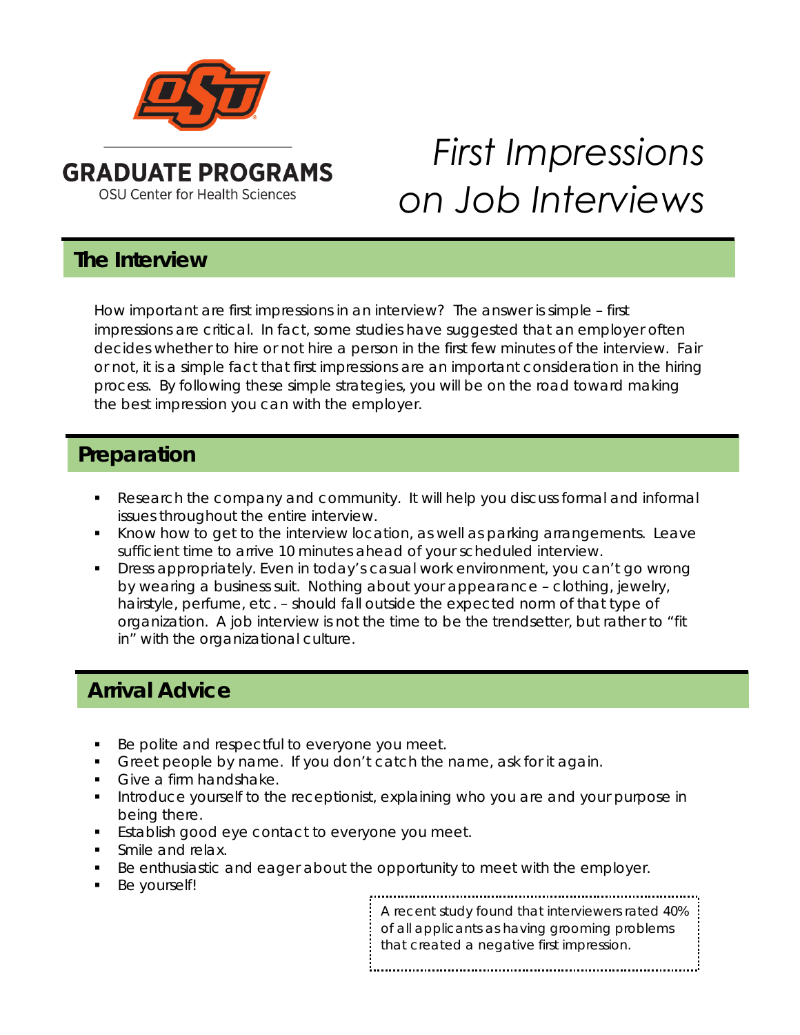GRADUATE PROGRAMS

OSU Center for Health Sciences

# *First Impressions on Job Interviews*

## The Interview

How important are first impressions in an interview? The answer is simple – first impressions are critical. In fact, some studies have suggested that an employer often decides whether to hire or not hire a person in the first few minutes of the interview. Fair or not, it is a simple fact that first impressions are an important consideration in the hiring process. By following these simple strategies, you will be on the road toward making the best impression you can with the employer.

## Preparation

- Research the company and community. It will help you discuss formal and informal issues throughout the entire interview.
- Know how to get to the interview location, as well as parking arrangements. Leave sufficient time to arrive 10 minutes ahead of your scheduled interview.
- Dress appropriately. Even in today's casual work environment, you can't go wrong by wearing a business suit. Nothing about your appearance – clothing, jewelry, hairstyle, perfume, etc. – should fall outside the expected norm of that type of organization. A job interview is not the time to be the trendsetter, but rather to "fit in" with the organizational culture.

## Arrival Advice

- Be polite and respectful to everyone you meet.
- Greet people by name. If you don't catch the name, ask for it again.
- Give a firm handshake.
- Introduce yourself to the receptionist, explaining who you are and your purpose in being there.
- Establish good eye contact to everyone you meet.
- Smile and relax.
- Be enthusiastic and eager about the opportunity to meet with the employer.
- Be yourself!

> A recent study found that interviewers rated 40% of all applicants as having grooming problems that created a negative first impression.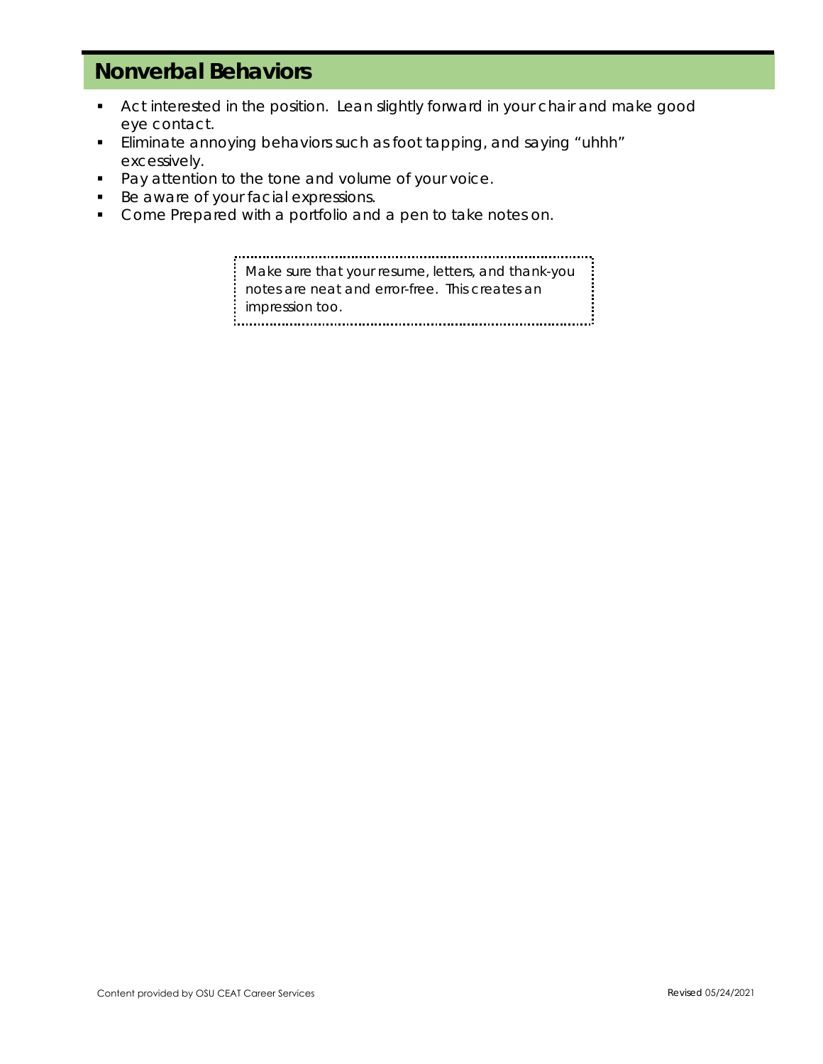## Nonverbal Behaviors

- Act interested in the position. Lean slightly forward in your chair and make good eye contact.
- Eliminate annoying behaviors such as foot tapping, and saying "uhhh" excessively.
- Pay attention to the tone and volume of your voice.
- Be aware of your facial expressions.
- Come Prepared with a portfolio and a pen to take notes on.

> Make sure that your resume, letters, and thank-you notes are neat and error-free. This creates an impression too.